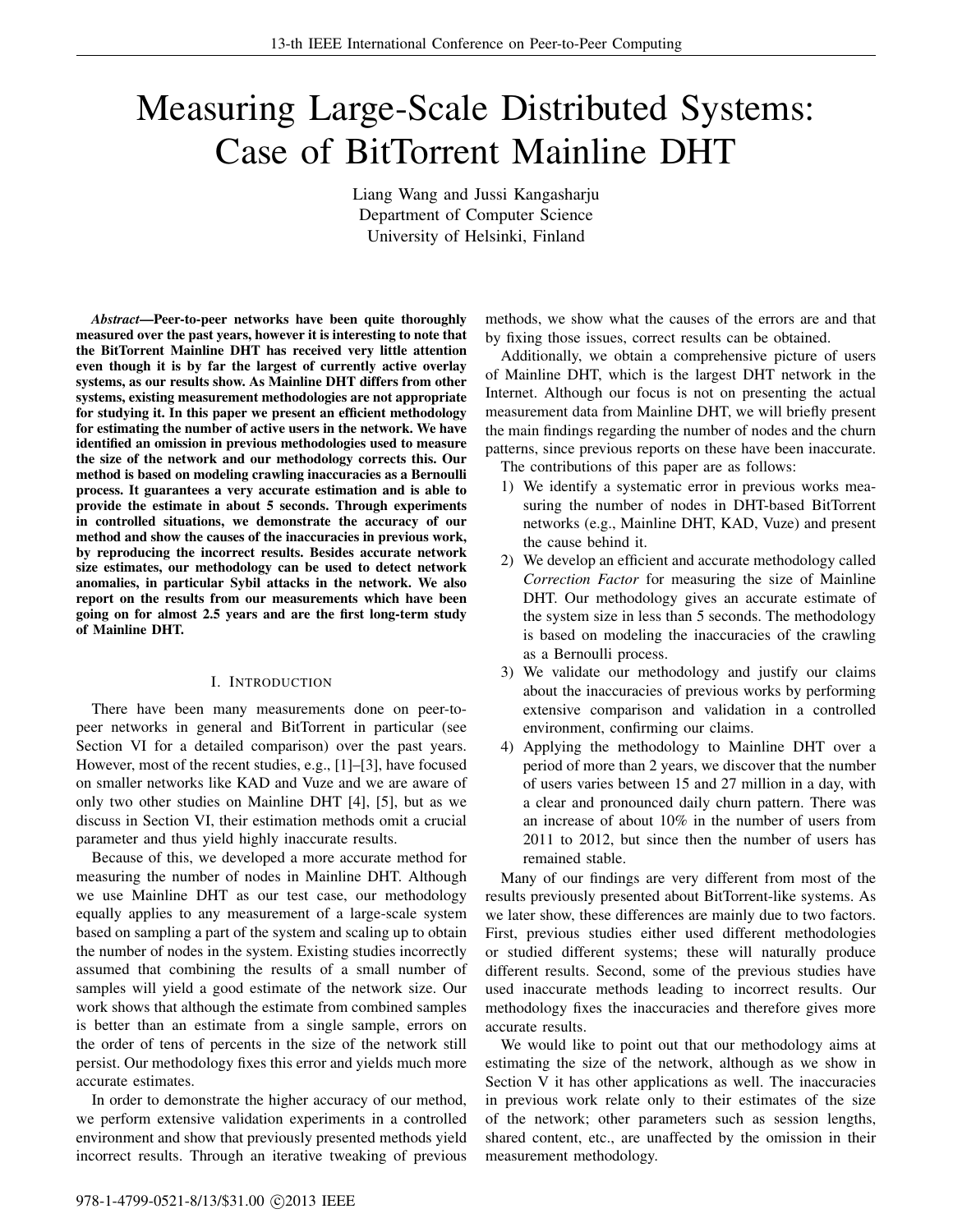# Measuring Large-Scale Distributed Systems: Case of BitTorrent Mainline DHT

Liang Wang and Jussi Kangasharju
Department of Computer Science
University of Helsinki, Finland

***Abstract*—Peer-to-peer networks have been quite thoroughly measured over the past years, however it is interesting to note that the BitTorrent Mainline DHT has received very little attention even though it is by far the largest of currently active overlay systems, as our results show. As Mainline DHT differs from other systems, existing measurement methodologies are not appropriate for studying it. In this paper we present an efficient methodology for estimating the number of active users in the network. We have identified an omission in previous methodologies used to measure the size of the network and our methodology corrects this. Our method is based on modeling crawling inaccuracies as a Bernoulli process. It guarantees a very accurate estimation and is able to provide the estimate in about 5 seconds. Through experiments in controlled situations, we demonstrate the accuracy of our method and show the causes of the inaccuracies in previous work, by reproducing the incorrect results. Besides accurate network size estimates, our methodology can be used to detect network anomalies, in particular Sybil attacks in the network. We also report on the results from our measurements which have been going on for almost 2.5 years and are the first long-term study of Mainline DHT.**

## I. Introduction

There have been many measurements done on peer-to-peer networks in general and BitTorrent in particular (see Section VI for a detailed comparison) over the past years. However, most of the recent studies, e.g., [1]–[3], have focused on smaller networks like KAD and Vuze and we are aware of only two other studies on Mainline DHT [4], [5], but as we discuss in Section VI, their estimation methods omit a crucial parameter and thus yield highly inaccurate results.

Because of this, we developed a more accurate method for measuring the number of nodes in Mainline DHT. Although we use Mainline DHT as our test case, our methodology equally applies to any measurement of a large-scale system based on sampling a part of the system and scaling up to obtain the number of nodes in the system. Existing studies incorrectly assumed that combining the results of a small number of samples will yield a good estimate of the network size. Our work shows that although the estimate from combined samples is better than an estimate from a single sample, errors on the order of tens of percents in the size of the network still persist. Our methodology fixes this error and yields much more accurate estimates.

In order to demonstrate the higher accuracy of our method, we perform extensive validation experiments in a controlled environment and show that previously presented methods yield incorrect results. Through an iterative tweaking of previous methods, we show what the causes of the errors are and that by fixing those issues, correct results can be obtained.

Additionally, we obtain a comprehensive picture of users of Mainline DHT, which is the largest DHT network in the Internet. Although our focus is not on presenting the actual measurement data from Mainline DHT, we will briefly present the main findings regarding the number of nodes and the churn patterns, since previous reports on these have been inaccurate.

The contributions of this paper are as follows:

1) We identify a systematic error in previous works measuring the number of nodes in DHT-based BitTorrent networks (e.g., Mainline DHT, KAD, Vuze) and present the cause behind it.
2) We develop an efficient and accurate methodology called *Correction Factor* for measuring the size of Mainline DHT. Our methodology gives an accurate estimate of the system size in less than 5 seconds. The methodology is based on modeling the inaccuracies of the crawling as a Bernoulli process.
3) We validate our methodology and justify our claims about the inaccuracies of previous works by performing extensive comparison and validation in a controlled environment, confirming our claims.
4) Applying the methodology to Mainline DHT over a period of more than 2 years, we discover that the number of users varies between 15 and 27 million in a day, with a clear and pronounced daily churn pattern. There was an increase of about 10% in the number of users from 2011 to 2012, but since then the number of users has remained stable.

Many of our findings are very different from most of the results previously presented about BitTorrent-like systems. As we later show, these differences are mainly due to two factors. First, previous studies either used different methodologies or studied different systems; these will naturally produce different results. Second, some of the previous studies have used inaccurate methods leading to incorrect results. Our methodology fixes the inaccuracies and therefore gives more accurate results.

We would like to point out that our methodology aims at estimating the size of the network, although as we show in Section V it has other applications as well. The inaccuracies in previous work relate only to their estimates of the size of the network; other parameters such as session lengths, shared content, etc., are unaffected by the omission in their measurement methodology.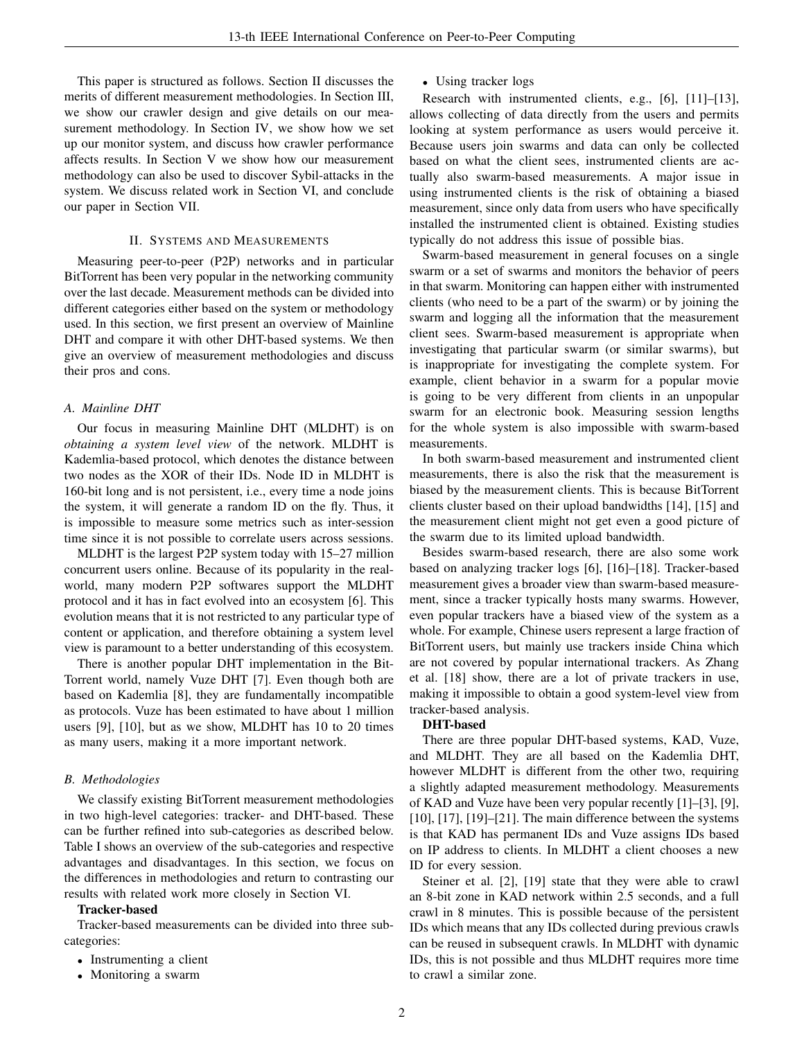This paper is structured as follows. Section II discusses the merits of different measurement methodologies. In Section III, we show our crawler design and give details on our measurement methodology. In Section IV, we show how we set up our monitor system, and discuss how crawler performance affects results. In Section V we show how our measurement methodology can also be used to discover Sybil-attacks in the system. We discuss related work in Section VI, and conclude our paper in Section VII.

## II. Systems and Measurements

Measuring peer-to-peer (P2P) networks and in particular BitTorrent has been very popular in the networking community over the last decade. Measurement methods can be divided into different categories either based on the system or methodology used. In this section, we first present an overview of Mainline DHT and compare it with other DHT-based systems. We then give an overview of measurement methodologies and discuss their pros and cons.

### A. Mainline DHT

Our focus in measuring Mainline DHT (MLDHT) is on *obtaining a system level view* of the network. MLDHT is Kademlia-based protocol, which denotes the distance between two nodes as the XOR of their IDs. Node ID in MLDHT is 160-bit long and is not persistent, i.e., every time a node joins the system, it will generate a random ID on the fly. Thus, it is impossible to measure some metrics such as inter-session time since it is not possible to correlate users across sessions.

MLDHT is the largest P2P system today with 15–27 million concurrent users online. Because of its popularity in the real-world, many modern P2P softwares support the MLDHT protocol and it has in fact evolved into an ecosystem [6]. This evolution means that it is not restricted to any particular type of content or application, and therefore obtaining a system level view is paramount to a better understanding of this ecosystem.

There is another popular DHT implementation in the BitTorrent world, namely Vuze DHT [7]. Even though both are based on Kademlia [8], they are fundamentally incompatible as protocols. Vuze has been estimated to have about 1 million users [9], [10], but as we show, MLDHT has 10 to 20 times as many users, making it a more important network.

### B. Methodologies

We classify existing BitTorrent measurement methodologies in two high-level categories: tracker- and DHT-based. These can be further refined into sub-categories as described below. Table I shows an overview of the sub-categories and respective advantages and disadvantages. In this section, we focus on the differences in methodologies and return to contrasting our results with related work more closely in Section VI.

**Tracker-based**

Tracker-based measurements can be divided into three sub-categories:

- Instrumenting a client
- Monitoring a swarm
- Using tracker logs

Research with instrumented clients, e.g., [6], [11]–[13], allows collecting of data directly from the users and permits looking at system performance as users would perceive it. Because users join swarms and data can only be collected based on what the client sees, instrumented clients are actually also swarm-based measurements. A major issue in using instrumented clients is the risk of obtaining a biased measurement, since only data from users who have specifically installed the instrumented client is obtained. Existing studies typically do not address this issue of possible bias.

Swarm-based measurement in general focuses on a single swarm or a set of swarms and monitors the behavior of peers in that swarm. Monitoring can happen either with instrumented clients (who need to be a part of the swarm) or by joining the swarm and logging all the information that the measurement client sees. Swarm-based measurement is appropriate when investigating that particular swarm (or similar swarms), but is inappropriate for investigating the complete system. For example, client behavior in a swarm for a popular movie is going to be very different from clients in an unpopular swarm for an electronic book. Measuring session lengths for the whole system is also impossible with swarm-based measurements.

In both swarm-based measurement and instrumented client measurements, there is also the risk that the measurement is biased by the measurement clients. This is because BitTorrent clients cluster based on their upload bandwidths [14], [15] and the measurement client might not get even a good picture of the swarm due to its limited upload bandwidth.

Besides swarm-based research, there are also some work based on analyzing tracker logs [6], [16]–[18]. Tracker-based measurement gives a broader view than swarm-based measurement, since a tracker typically hosts many swarms. However, even popular trackers have a biased view of the system as a whole. For example, Chinese users represent a large fraction of BitTorrent users, but mainly use trackers inside China which are not covered by popular international trackers. As Zhang et al. [18] show, there are a lot of private trackers in use, making it impossible to obtain a good system-level view from tracker-based analysis.

**DHT-based**

There are three popular DHT-based systems, KAD, Vuze, and MLDHT. They are all based on the Kademlia DHT, however MLDHT is different from the other two, requiring a slightly adapted measurement methodology. Measurements of KAD and Vuze have been very popular recently [1]–[3], [9], [10], [17], [19]–[21]. The main difference between the systems is that KAD has permanent IDs and Vuze assigns IDs based on IP address to clients. In MLDHT a client chooses a new ID for every session.

Steiner et al. [2], [19] state that they were able to crawl an 8-bit zone in KAD network within 2.5 seconds, and a full crawl in 8 minutes. This is possible because of the persistent IDs which means that any IDs collected during previous crawls can be reused in subsequent crawls. In MLDHT with dynamic IDs, this is not possible and thus MLDHT requires more time to crawl a similar zone.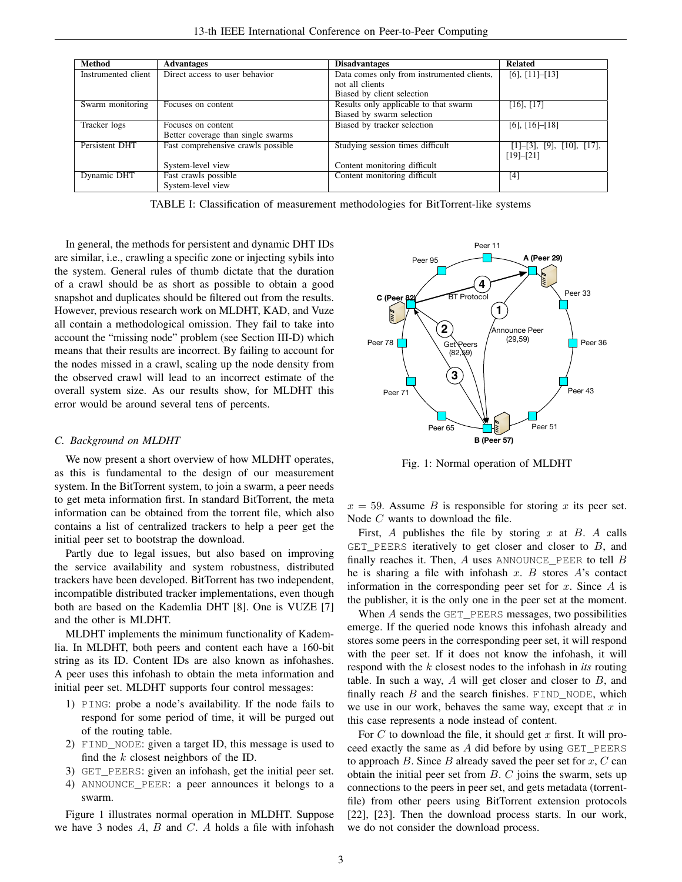| Method | Advantages | Disadvantages | Related |
|---|---|---|---|
| Instrumented client | Direct access to user behavior | Data comes only from instrumented clients, not all clients<br>Biased by client selection | [6], [11]–[13] |
| Swarm monitoring | Focuses on content | Results only applicable to that swarm<br>Biased by swarm selection | [16], [17] |
| Tracker logs | Focuses on content<br>Better coverage than single swarms | Biased by tracker selection | [6], [16]–[18] |
| Persistent DHT | Fast comprehensive crawls possible<br>System-level view | Studying session times difficult<br>Content monitoring difficult | [1]–[3], [9], [10], [17], [19]–[21] |
| Dynamic DHT | Fast crawls possible<br>System-level view | Content monitoring difficult | [4] |

TABLE I: Classification of measurement methodologies for BitTorrent-like systems

In general, the methods for persistent and dynamic DHT IDs are similar, i.e., crawling a specific zone or injecting sybils into the system. General rules of thumb dictate that the duration of a crawl should be as short as possible to get a good snapshot and duplicates should be filtered out from the results. However, previous research work on MLDHT, KAD, and Vuze all contain a methodological omission. They fail to take into account the "missing node" problem (see Section III-D) which means that their results are incorrect. By failing to account for the nodes missed in a crawl, scaling up the node density from the observed crawl will lead to an incorrect estimate of the overall system size. As our results show, for MLDHT this error would be around several tens of percents.

### C. Background on MLDHT

We now present a short overview of how MLDHT operates, as this is fundamental to the design of our measurement system. In the BitTorrent system, to join a swarm, a peer needs to get meta information first. In standard BitTorrent, the meta information can be obtained from the torrent file, which also contains a list of centralized trackers to help a peer get the initial peer set to bootstrap the download.

Partly due to legal issues, but also based on improving the service availability and system robustness, distributed trackers have been developed. BitTorrent has two independent, incompatible distributed tracker implementations, even though both are based on the Kademlia DHT [8]. One is VUZE [7] and the other is MLDHT.

MLDHT implements the minimum functionality of Kademlia. In MLDHT, both peers and content each have a 160-bit string as its ID. Content IDs are also known as infohashes. A peer uses this infohash to obtain the meta information and initial peer set. MLDHT supports four control messages:

1) `PING`: probe a node's availability. If the node fails to respond for some period of time, it will be purged out of the routing table.
2) `FIND_NODE`: given a target ID, this message is used to find the $k$ closest neighbors of the ID.
3) `GET_PEERS`: given an infohash, get the initial peer set.
4) `ANNOUNCE_PEER`: a peer announces it belongs to a swarm.

Figure 1 illustrates normal operation in MLDHT. Suppose we have 3 nodes $A$, $B$ and $C$. $A$ holds a file with infohash $x = 59$. Assume $B$ is responsible for storing $x$ its peer set. Node $C$ wants to download the file.

Fig. 1: Normal operation of MLDHT

First, $A$ publishes the file by storing $x$ at $B$. $A$ calls `GET_PEERS` iteratively to get closer and closer to $B$, and finally reaches it. Then, $A$ uses `ANNOUNCE_PEER` to tell $B$ he is sharing a file with infohash $x$. $B$ stores $A$'s contact information in the corresponding peer set for $x$. Since $A$ is the publisher, it is the only one in the peer set at the moment.

When $A$ sends the `GET_PEERS` messages, two possibilities emerge. If the queried node knows this infohash already and stores some peers in the corresponding peer set, it will respond with the peer set. If it does not know the infohash, it will respond with the $k$ closest nodes to the infohash in *its* routing table. In such a way, $A$ will get closer and closer to $B$, and finally reach $B$ and the search finishes. `FIND_NODE`, which we use in our work, behaves the same way, except that $x$ in this case represents a node instead of content.

For $C$ to download the file, it should get $x$ first. It will proceed exactly the same as $A$ did before by using `GET_PEERS` to approach $B$. Since $B$ already saved the peer set for $x$, $C$ can obtain the initial peer set from $B$. $C$ joins the swarm, sets up connections to the peers in peer set, and gets metadata (torrent-file) from other peers using BitTorrent extension protocols [22], [23]. Then the download process starts. In our work, we do not consider the download process.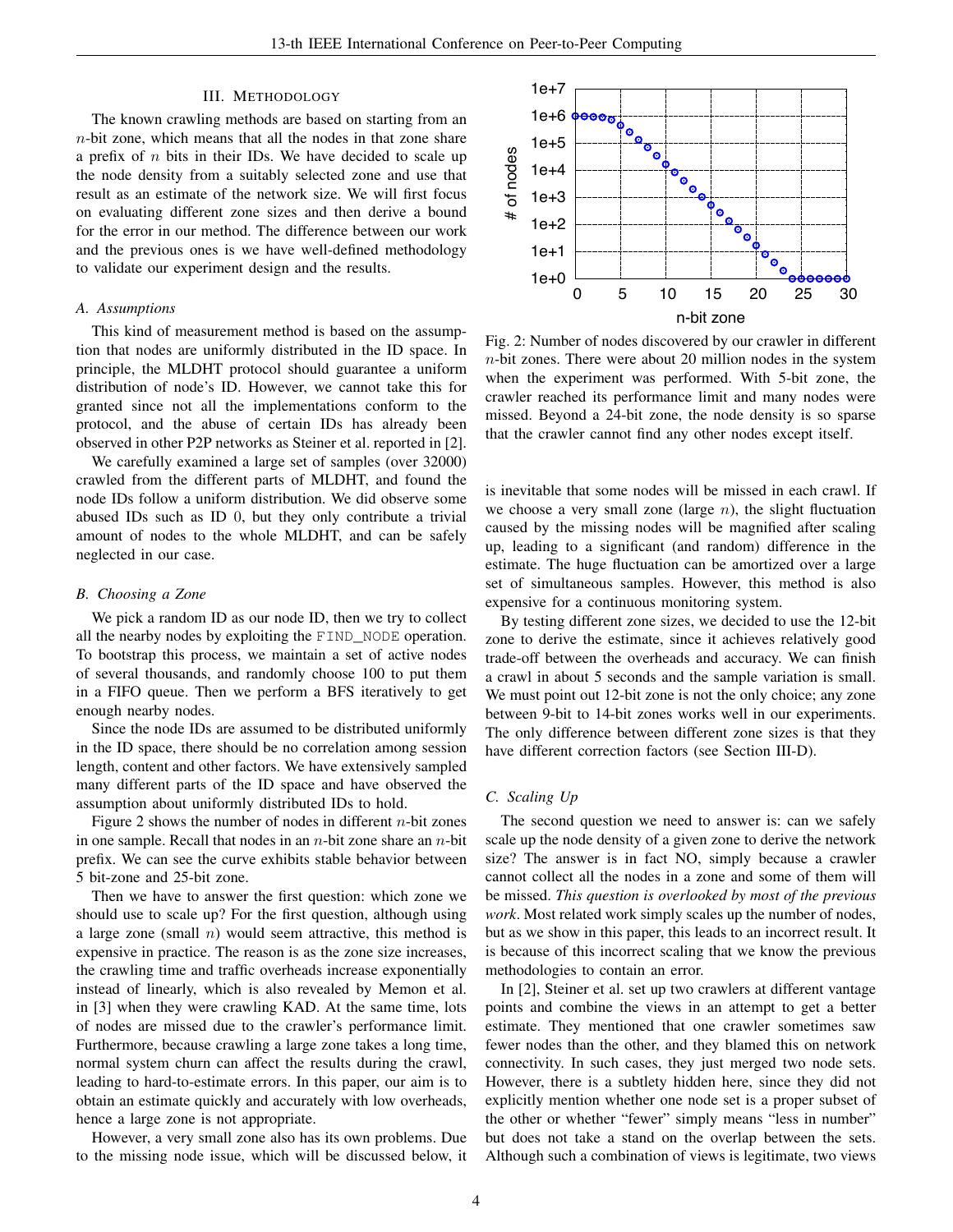## III. METHODOLOGY

The known crawling methods are based on starting from an $n$-bit zone, which means that all the nodes in that zone share a prefix of $n$ bits in their IDs. We have decided to scale up the node density from a suitably selected zone and use that result as an estimate of the network size. We will first focus on evaluating different zone sizes and then derive a bound for the error in our method. The difference between our work and the previous ones is we have well-defined methodology to validate our experiment design and the results.

### A. Assumptions

This kind of measurement method is based on the assumption that nodes are uniformly distributed in the ID space. In principle, the MLDHT protocol should guarantee a uniform distribution of node's ID. However, we cannot take this for granted since not all the implementations conform to the protocol, and the abuse of certain IDs has already been observed in other P2P networks as Steiner et al. reported in [2].

We carefully examined a large set of samples (over 32000) crawled from the different parts of MLDHT, and found the node IDs follow a uniform distribution. We did observe some abused IDs such as ID 0, but they only contribute a trivial amount of nodes to the whole MLDHT, and can be safely neglected in our case.

### B. Choosing a Zone

We pick a random ID as our node ID, then we try to collect all the nearby nodes by exploiting the `FIND_NODE` operation. To bootstrap this process, we maintain a set of active nodes of several thousands, and randomly choose 100 to put them in a FIFO queue. Then we perform a BFS iteratively to get enough nearby nodes.

Since the node IDs are assumed to be distributed uniformly in the ID space, there should be no correlation among session length, content and other factors. We have extensively sampled many different parts of the ID space and have observed the assumption about uniformly distributed IDs to hold.

Figure 2 shows the number of nodes in different $n$-bit zones in one sample. Recall that nodes in an $n$-bit zone share an $n$-bit prefix. We can see the curve exhibits stable behavior between 5 bit-zone and 25-bit zone.

Then we have to answer the first question: which zone we should use to scale up? For the first question, although using a large zone (small $n$) would seem attractive, this method is expensive in practice. The reason is as the zone size increases, the crawling time and traffic overheads increase exponentially instead of linearly, which is also revealed by Memon et al. in [3] when they were crawling KAD. At the same time, lots of nodes are missed due to the crawler's performance limit. Furthermore, because crawling a large zone takes a long time, normal system churn can affect the results during the crawl, leading to hard-to-estimate errors. In this paper, our aim is to obtain an estimate quickly and accurately with low overheads, hence a large zone is not appropriate.

However, a very small zone also has its own problems. Due to the missing node issue, which will be discussed below, it is inevitable that some nodes will be missed in each crawl. If we choose a very small zone (large $n$), the slight fluctuation caused by the missing nodes will be magnified after scaling up, leading to a significant (and random) difference in the estimate. The huge fluctuation can be amortized over a large set of simultaneous samples. However, this method is also expensive for a continuous monitoring system.

Fig. 2: Number of nodes discovered by our crawler in different $n$-bit zones. There were about 20 million nodes in the system when the experiment was performed. With 5-bit zone, the crawler reached its performance limit and many nodes were missed. Beyond a 24-bit zone, the node density is so sparse that the crawler cannot find any other nodes except itself.

By testing different zone sizes, we decided to use the 12-bit zone to derive the estimate, since it achieves relatively good trade-off between the overheads and accuracy. We can finish a crawl in about 5 seconds and the sample variation is small. We must point out 12-bit zone is not the only choice; any zone between 9-bit to 14-bit zones works well in our experiments. The only difference between different zone sizes is that they have different correction factors (see Section III-D).

### C. Scaling Up

The second question we need to answer is: can we safely scale up the node density of a given zone to derive the network size? The answer is in fact NO, simply because a crawler cannot collect all the nodes in a zone and some of them will be missed. *This question is overlooked by most of the previous work*. Most related work simply scales up the number of nodes, but as we show in this paper, this leads to an incorrect result. It is because of this incorrect scaling that we know the previous methodologies to contain an error.

In [2], Steiner et al. set up two crawlers at different vantage points and combine the views in an attempt to get a better estimate. They mentioned that one crawler sometimes saw fewer nodes than the other, and they blamed this on network connectivity. In such cases, they just merged two node sets. However, there is a subtlety hidden here, since they did not explicitly mention whether one node set is a proper subset of the other or whether "fewer" simply means "less in number" but does not take a stand on the overlap between the sets. Although such a combination of views is legitimate, two views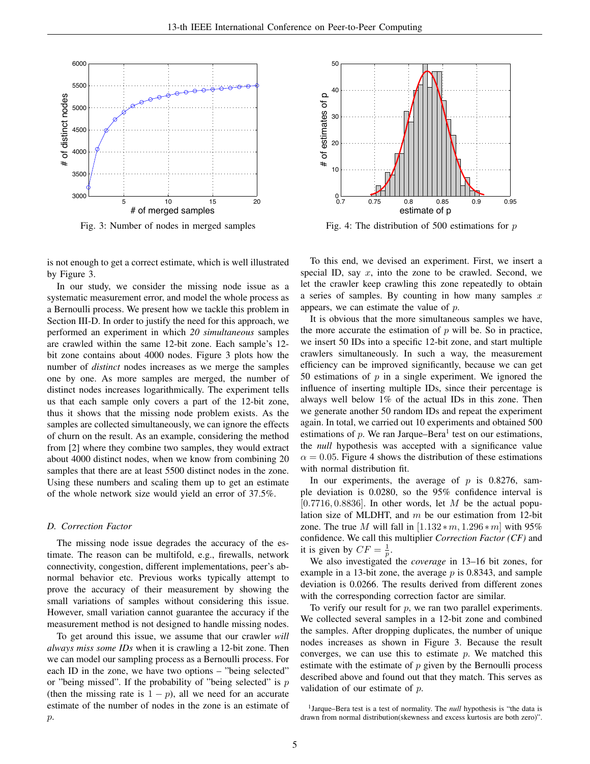Fig. 3: Number of nodes in merged samples

Fig. 4: The distribution of 500 estimations for $p$

is not enough to get a correct estimate, which is well illustrated by Figure 3.

In our study, we consider the missing node issue as a systematic measurement error, and model the whole process as a Bernoulli process. We present how we tackle this problem in Section III-D. In order to justify the need for this approach, we performed an experiment in which *20 simultaneous* samples are crawled within the same 12-bit zone. Each sample's 12-bit zone contains about 4000 nodes. Figure 3 plots how the number of *distinct* nodes increases as we merge the samples one by one. As more samples are merged, the number of distinct nodes increases logarithmically. The experiment tells us that each sample only covers a part of the 12-bit zone, thus it shows that the missing node problem exists. As the samples are collected simultaneously, we can ignore the effects of churn on the result. As an example, considering the method from [2] where they combine two samples, they would extract about 4000 distinct nodes, when we know from combining 20 samples that there are at least 5500 distinct nodes in the zone. Using these numbers and scaling them up to get an estimate of the whole network size would yield an error of 37.5%.

### D. Correction Factor

The missing node issue degrades the accuracy of the estimate. The reason can be multifold, e.g., firewalls, network connectivity, congestion, different implementations, peer's abnormal behavior etc. Previous works typically attempt to prove the accuracy of their measurement by showing the small variations of samples without considering this issue. However, small variation cannot guarantee the accuracy if the measurement method is not designed to handle missing nodes.

To get around this issue, we assume that our crawler *will always miss some IDs* when it is crawling a 12-bit zone. Then we can model our sampling process as a Bernoulli process. For each ID in the zone, we have two options – "being selected" or "being missed". If the probability of "being selected" is $p$ (then the missing rate is $1 - p$), all we need for an accurate estimate of the number of nodes in the zone is an estimate of $p$.

To this end, we devised an experiment. First, we insert a special ID, say $x$, into the zone to be crawled. Second, we let the crawler keep crawling this zone repeatedly to obtain a series of samples. By counting in how many samples $x$ appears, we can estimate the value of $p$.

It is obvious that the more simultaneous samples we have, the more accurate the estimation of $p$ will be. So in practice, we insert 50 IDs into a specific 12-bit zone, and start multiple crawlers simultaneously. In such a way, the measurement efficiency can be improved significantly, because we can get 50 estimations of $p$ in a single experiment. We ignored the influence of inserting multiple IDs, since their percentage is always well below 1% of the actual IDs in this zone. Then we generate another 50 random IDs and repeat the experiment again. In total, we carried out 10 experiments and obtained 500 estimations of $p$. We ran Jarque–Bera[1] test on our estimations, the *null* hypothesis was accepted with a significance value $\alpha = 0.05$. Figure 4 shows the distribution of these estimations with normal distribution fit.

In our experiments, the average of $p$ is 0.8276, sample deviation is 0.0280, so the 95% confidence interval is $[0.7716, 0.8836]$. In other words, let $M$ be the actual population size of MLDHT, and $m$ be our estimation from 12-bit zone. The true $M$ will fall in $[1.132 * m, 1.296 * m]$ with 95% confidence. We call this multiplier *Correction Factor (CF)* and it is given by $CF = \frac{1}{p}$.

We also investigated the *coverage* in 13–16 bit zones, for example in a 13-bit zone, the average $p$ is 0.8343, and sample deviation is 0.0266. The results derived from different zones with the corresponding correction factor are similar.

To verify our result for $p$, we ran two parallel experiments. We collected several samples in a 12-bit zone and combined the samples. After dropping duplicates, the number of unique nodes increases as shown in Figure 3. Because the result converges, we can use this to estimate $p$. We matched this estimate with the estimate of $p$ given by the Bernoulli process described above and found out that they match. This serves as validation of our estimate of $p$.

[1] Jarque–Bera test is a test of normality. The *null* hypothesis is "the data is drawn from normal distribution(skewness and excess kurtosis are both zero)".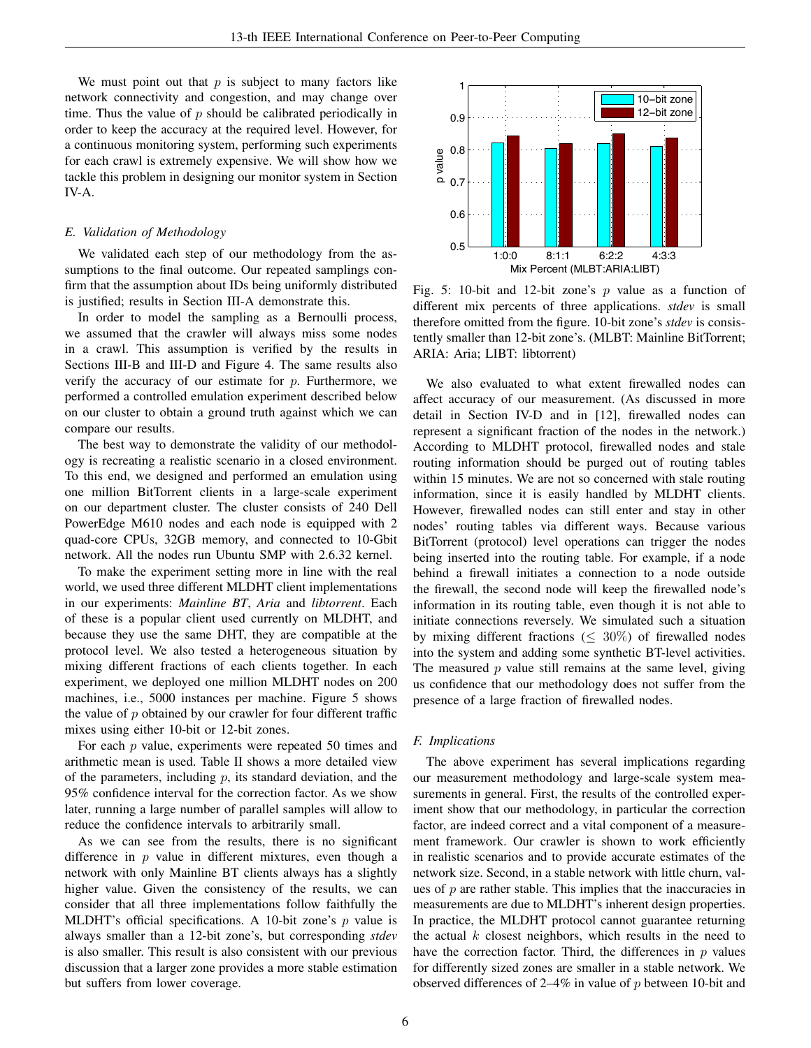We must point out that $p$ is subject to many factors like network connectivity and congestion, and may change over time. Thus the value of $p$ should be calibrated periodically in order to keep the accuracy at the required level. However, for a continuous monitoring system, performing such experiments for each crawl is extremely expensive. We will show how we tackle this problem in designing our monitor system in Section IV-A.

### E. Validation of Methodology

We validated each step of our methodology from the assumptions to the final outcome. Our repeated samplings confirm that the assumption about IDs being uniformly distributed is justified; results in Section III-A demonstrate this.

In order to model the sampling as a Bernoulli process, we assumed that the crawler will always miss some nodes in a crawl. This assumption is verified by the results in Sections III-B and III-D and Figure 4. The same results also verify the accuracy of our estimate for $p$. Furthermore, we performed a controlled emulation experiment described below on our cluster to obtain a ground truth against which we can compare our results.

The best way to demonstrate the validity of our methodology is recreating a realistic scenario in a closed environment. To this end, we designed and performed an emulation using one million BitTorrent clients in a large-scale experiment on our department cluster. The cluster consists of 240 Dell PowerEdge M610 nodes and each node is equipped with 2 quad-core CPUs, 32GB memory, and connected to 10-Gbit network. All the nodes run Ubuntu SMP with 2.6.32 kernel.

To make the experiment setting more in line with the real world, we used three different MLDHT client implementations in our experiments: *Mainline BT*, *Aria* and *libtorrent*. Each of these is a popular client used currently on MLDHT, and because they use the same DHT, they are compatible at the protocol level. We also tested a heterogeneous situation by mixing different fractions of each clients together. In each experiment, we deployed one million MLDHT nodes on 200 machines, i.e., 5000 instances per machine. Figure 5 shows the value of $p$ obtained by our crawler for four different traffic mixes using either 10-bit or 12-bit zones.

For each $p$ value, experiments were repeated 50 times and arithmetic mean is used. Table II shows a more detailed view of the parameters, including $p$, its standard deviation, and the 95% confidence interval for the correction factor. As we show later, running a large number of parallel samples will allow to reduce the confidence intervals to arbitrarily small.

As we can see from the results, there is no significant difference in $p$ value in different mixtures, even though a network with only Mainline BT clients always has a slightly higher value. Given the consistency of the results, we can consider that all three implementations follow faithfully the MLDHT's official specifications. A 10-bit zone's $p$ value is always smaller than a 12-bit zone's, but corresponding *stdev* is also smaller. This result is also consistent with our previous discussion that a larger zone provides a more stable estimation but suffers from lower coverage.

1
0.9
0.8
0.7
0.6
0.5
p value
10–bit zone
12–bit zone
1:0:0
8:1:1
6:2:2
4:3:3
Mix Percent (MLBT:ARIA:LIBT)

Fig. 5: 10-bit and 12-bit zone's $p$ value as a function of different mix percents of three applications. *stdev* is small therefore omitted from the figure. 10-bit zone's *stdev* is consistently smaller than 12-bit zone's. (MLBT: Mainline BitTorrent; ARIA: Aria; LIBT: libtorrent)

We also evaluated to what extent firewalled nodes can affect accuracy of our measurement. (As discussed in more detail in Section IV-D and in [12], firewalled nodes can represent a significant fraction of the nodes in the network.) According to MLDHT protocol, firewalled nodes and stale routing information should be purged out of routing tables within 15 minutes. We are not so concerned with stale routing information, since it is easily handled by MLDHT clients. However, firewalled nodes can still enter and stay in other nodes' routing tables via different ways. Because various BitTorrent (protocol) level operations can trigger the nodes being inserted into the routing table. For example, if a node behind a firewall initiates a connection to a node outside the firewall, the second node will keep the firewalled node's information in its routing table, even though it is not able to initiate connections reversely. We simulated such a situation by mixing different fractions ($\leq 30\%$) of firewalled nodes into the system and adding some synthetic BT-level activities. The measured $p$ value still remains at the same level, giving us confidence that our methodology does not suffer from the presence of a large fraction of firewalled nodes.

### F. Implications

The above experiment has several implications regarding our measurement methodology and large-scale system measurements in general. First, the results of the controlled experiment show that our methodology, in particular the correction factor, are indeed correct and a vital component of a measurement framework. Our crawler is shown to work efficiently in realistic scenarios and to provide accurate estimates of the network size. Second, in a stable network with little churn, values of $p$ are rather stable. This implies that the inaccuracies in measurements are due to MLDHT's inherent design properties. In practice, the MLDHT protocol cannot guarantee returning the actual $k$ closest neighbors, which results in the need to have the correction factor. Third, the differences in $p$ values for differently sized zones are smaller in a stable network. We observed differences of 2–4% in value of $p$ between 10-bit and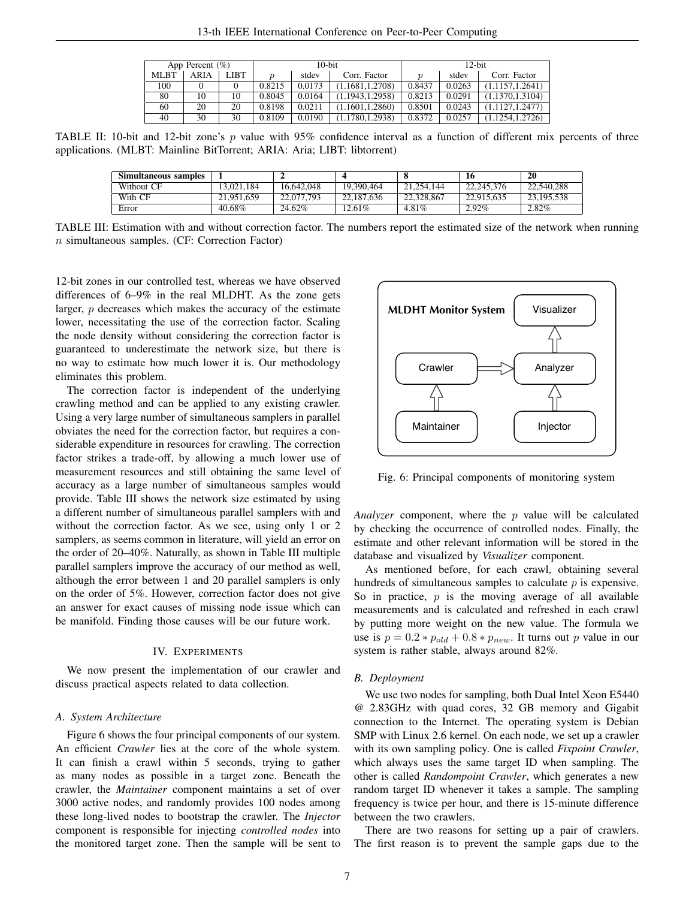| App Percent (%) | | | 10-bit | | | 12-bit | | |
|---|---|---|---|---|---|---|---|---|
| MLBT | ARIA | LIBT | $p$ | stdev | Corr. Factor | $p$ | stdev | Corr. Factor |
| 100 | 0 | 0 | 0.8215 | 0.0173 | (1.1681,1.2708) | 0.8437 | 0.0263 | (1.1157,1.2641) |
| 80 | 10 | 10 | 0.8045 | 0.0164 | (1.1943,1.2958) | 0.8213 | 0.0291 | (1.1370,1.3104) |
| 60 | 20 | 20 | 0.8198 | 0.0211 | (1.1601,1.2860) | 0.8501 | 0.0243 | (1.1127,1.2477) |
| 40 | 30 | 30 | 0.8109 | 0.0190 | (1.1780,1.2938) | 0.8372 | 0.0257 | (1.1254,1.2726) |

TABLE II: 10-bit and 12-bit zone's $p$ value with 95% confidence interval as a function of different mix percents of three applications. (MLBT: Mainline BitTorrent; ARIA: Aria; LIBT: libtorrent)

| **Simultaneous samples** | **1** | **2** | **4** | **8** | **16** | **20** |
|---|---|---|---|---|---|---|
| Without CF | 13,021,184 | 16,642,048 | 19,390,464 | 21,254,144 | 22,245,376 | 22,540,288 |
| With CF | 21,951,659 | 22,077,793 | 22,187,636 | 22,328,867 | 22,915,635 | 23,195,538 |
| Error | 40.68% | 24.62% | 12.61% | 4.81% | 2.92% | 2.82% |

TABLE III: Estimation with and without correction factor. The numbers report the estimated size of the network when running $n$ simultaneous samples. (CF: Correction Factor)

12-bit zones in our controlled test, whereas we have observed differences of 6–9% in the real MLDHT. As the zone gets larger, $p$ decreases which makes the accuracy of the estimate lower, necessitating the use of the correction factor. Scaling the node density without considering the correction factor is guaranteed to underestimate the network size, but there is no way to estimate how much lower it is. Our methodology eliminates this problem.

The correction factor is independent of the underlying crawling method and can be applied to any existing crawler. Using a very large number of simultaneous samplers in parallel obviates the need for the correction factor, but requires a considerable expenditure in resources for crawling. The correction factor strikes a trade-off, by allowing a much lower use of measurement resources and still obtaining the same level of accuracy as a large number of simultaneous samples would provide. Table III shows the network size estimated by using a different number of simultaneous parallel samplers with and without the correction factor. As we see, using only 1 or 2 samplers, as seems common in literature, will yield an error on the order of 20–40%. Naturally, as shown in Table III multiple parallel samplers improve the accuracy of our method as well, although the error between 1 and 20 parallel samplers is only on the order of 5%. However, correction factor does not give an answer for exact causes of missing node issue which can be manifold. Finding those causes will be our future work.

## IV. Experiments

We now present the implementation of our crawler and discuss practical aspects related to data collection.

### A. System Architecture

Figure 6 shows the four principal components of our system. An efficient *Crawler* lies at the core of the whole system. It can finish a crawl within 5 seconds, trying to gather as many nodes as possible in a target zone. Beneath the crawler, the *Maintainer* component maintains a set of over 3000 active nodes, and randomly provides 100 nodes among these long-lived nodes to bootstrap the crawler. The *Injector* component is responsible for injecting *controlled nodes* into the monitored target zone. Then the sample will be sent to *Analyzer* component, where the $p$ value will be calculated by checking the occurrence of controlled nodes. Finally, the estimate and other relevant information will be stored in the database and visualized by *Visualizer* component.

MLDHT Monitor System: Visualizer, Crawler, Analyzer, Maintainer, Injector

Fig. 6: Principal components of monitoring system

As mentioned before, for each crawl, obtaining several hundreds of simultaneous samples to calculate $p$ is expensive. So in practice, $p$ is the moving average of all available measurements and is calculated and refreshed in each crawl by putting more weight on the new value. The formula we use is $p = 0.2 * p_{old} + 0.8 * p_{new}$. It turns out $p$ value in our system is rather stable, always around 82%.

### B. Deployment

We use two nodes for sampling, both Dual Intel Xeon E5440 @ 2.83GHz with quad cores, 32 GB memory and Gigabit connection to the Internet. The operating system is Debian SMP with Linux 2.6 kernel. On each node, we set up a crawler with its own sampling policy. One is called *Fixpoint Crawler*, which always uses the same target ID when sampling. The other is called *Randompoint Crawler*, which generates a new random target ID whenever it takes a sample. The sampling frequency is twice per hour, and there is 15-minute difference between the two crawlers.

There are two reasons for setting up a pair of crawlers. The first reason is to prevent the sample gaps due to the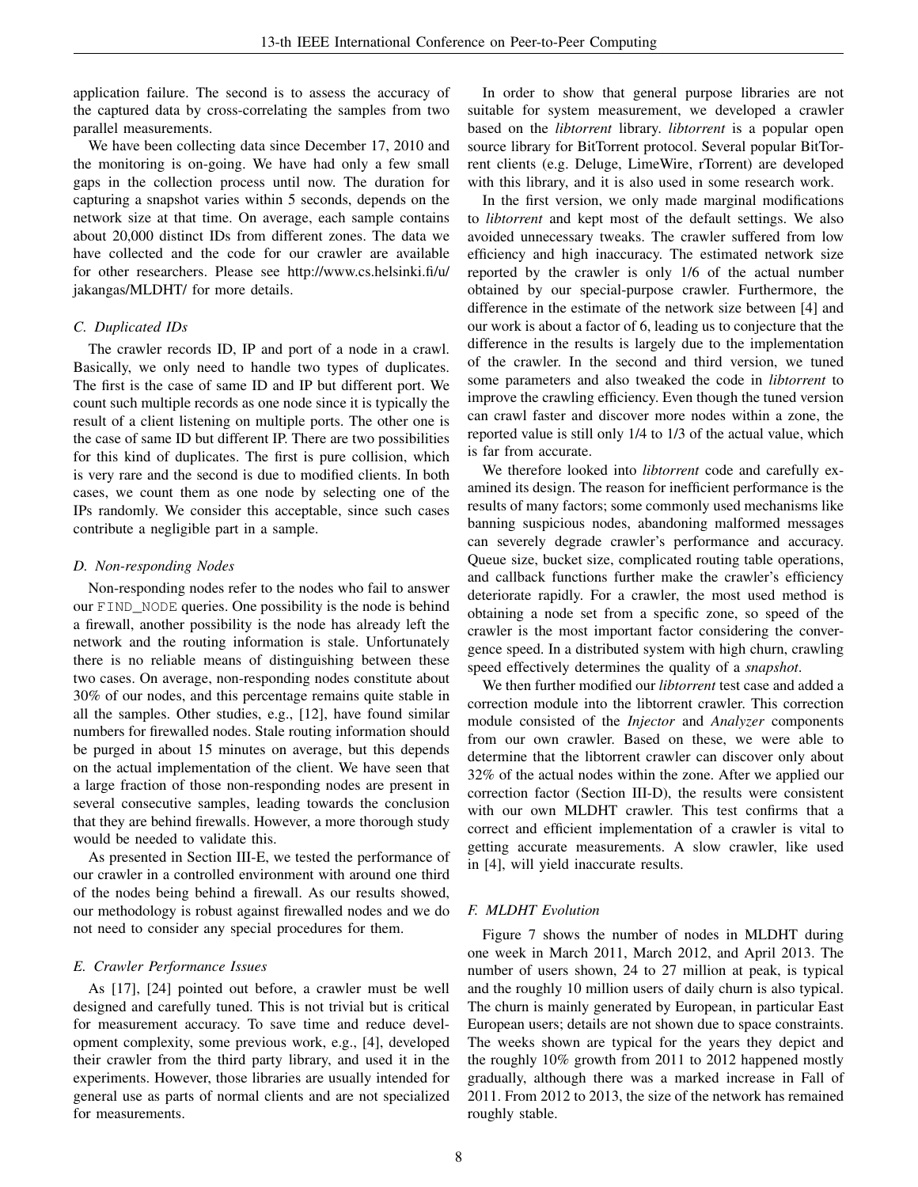application failure. The second is to assess the accuracy of the captured data by cross-correlating the samples from two parallel measurements.

We have been collecting data since December 17, 2010 and the monitoring is on-going. We have had only a few small gaps in the collection process until now. The duration for capturing a snapshot varies within 5 seconds, depends on the network size at that time. On average, each sample contains about 20,000 distinct IDs from different zones. The data we have collected and the code for our crawler are available for other researchers. Please see http://www.cs.helsinki.fi/u/jakangas/MLDHT/ for more details.

### C. Duplicated IDs

The crawler records ID, IP and port of a node in a crawl. Basically, we only need to handle two types of duplicates. The first is the case of same ID and IP but different port. We count such multiple records as one node since it is typically the result of a client listening on multiple ports. The other one is the case of same ID but different IP. There are two possibilities for this kind of duplicates. The first is pure collision, which is very rare and the second is due to modified clients. In both cases, we count them as one node by selecting one of the IPs randomly. We consider this acceptable, since such cases contribute a negligible part in a sample.

### D. Non-responding Nodes

Non-responding nodes refer to the nodes who fail to answer our `FIND_NODE` queries. One possibility is the node is behind a firewall, another possibility is the node has already left the network and the routing information is stale. Unfortunately there is no reliable means of distinguishing between these two cases. On average, non-responding nodes constitute about 30% of our nodes, and this percentage remains quite stable in all the samples. Other studies, e.g., [12], have found similar numbers for firewalled nodes. Stale routing information should be purged in about 15 minutes on average, but this depends on the actual implementation of the client. We have seen that a large fraction of those non-responding nodes are present in several consecutive samples, leading towards the conclusion that they are behind firewalls. However, a more thorough study would be needed to validate this.

As presented in Section III-E, we tested the performance of our crawler in a controlled environment with around one third of the nodes being behind a firewall. As our results showed, our methodology is robust against firewalled nodes and we do not need to consider any special procedures for them.

### E. Crawler Performance Issues

As [17], [24] pointed out before, a crawler must be well designed and carefully tuned. This is not trivial but is critical for measurement accuracy. To save time and reduce development complexity, some previous work, e.g., [4], developed their crawler from the third party library, and used it in the experiments. However, those libraries are usually intended for general use as parts of normal clients and are not specialized for measurements.

In order to show that general purpose libraries are not suitable for system measurement, we developed a crawler based on the *libtorrent* library. *libtorrent* is a popular open source library for BitTorrent protocol. Several popular BitTorrent clients (e.g. Deluge, LimeWire, rTorrent) are developed with this library, and it is also used in some research work.

In the first version, we only made marginal modifications to *libtorrent* and kept most of the default settings. We also avoided unnecessary tweaks. The crawler suffered from low efficiency and high inaccuracy. The estimated network size reported by the crawler is only 1/6 of the actual number obtained by our special-purpose crawler. Furthermore, the difference in the estimate of the network size between [4] and our work is about a factor of 6, leading us to conjecture that the difference in the results is largely due to the implementation of the crawler. In the second and third version, we tuned some parameters and also tweaked the code in *libtorrent* to improve the crawling efficiency. Even though the tuned version can crawl faster and discover more nodes within a zone, the reported value is still only 1/4 to 1/3 of the actual value, which is far from accurate.

We therefore looked into *libtorrent* code and carefully examined its design. The reason for inefficient performance is the results of many factors; some commonly used mechanisms like banning suspicious nodes, abandoning malformed messages can severely degrade crawler's performance and accuracy. Queue size, bucket size, complicated routing table operations, and callback functions further make the crawler's efficiency deteriorate rapidly. For a crawler, the most used method is obtaining a node set from a specific zone, so speed of the crawler is the most important factor considering the convergence speed. In a distributed system with high churn, crawling speed effectively determines the quality of a *snapshot*.

We then further modified our *libtorrent* test case and added a correction module into the libtorrent crawler. This correction module consisted of the *Injector* and *Analyzer* components from our own crawler. Based on these, we were able to determine that the libtorrent crawler can discover only about 32% of the actual nodes within the zone. After we applied our correction factor (Section III-D), the results were consistent with our own MLDHT crawler. This test confirms that a correct and efficient implementation of a crawler is vital to getting accurate measurements. A slow crawler, like used in [4], will yield inaccurate results.

### F. MLDHT Evolution

Figure 7 shows the number of nodes in MLDHT during one week in March 2011, March 2012, and April 2013. The number of users shown, 24 to 27 million at peak, is typical and the roughly 10 million users of daily churn is also typical. The churn is mainly generated by European, in particular East European users; details are not shown due to space constraints. The weeks shown are typical for the years they depict and the roughly 10% growth from 2011 to 2012 happened mostly gradually, although there was a marked increase in Fall of 2011. From 2012 to 2013, the size of the network has remained roughly stable.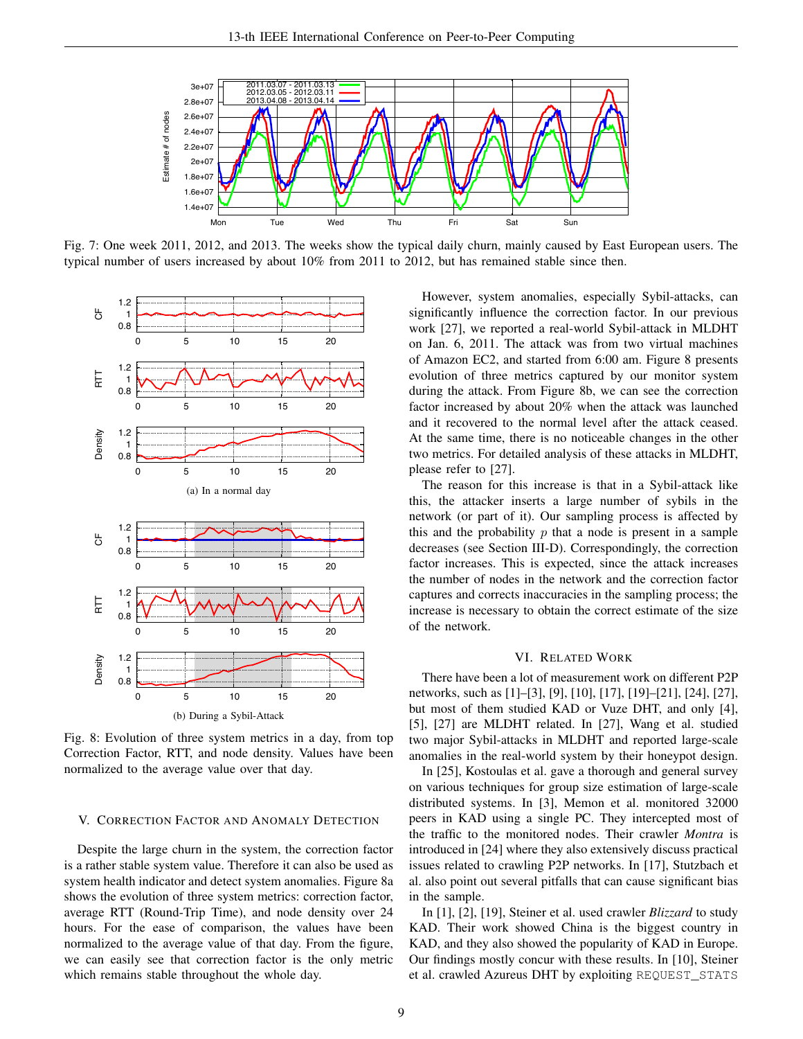Fig. 7: One week 2011, 2012, and 2013. The weeks show the typical daily churn, mainly caused by East European users. The typical number of users increased by about 10% from 2011 to 2012, but has remained stable since then.

(a) In a normal day

(b) During a Sybil-Attack

Fig. 8: Evolution of three system metrics in a day, from top Correction Factor, RTT, and node density. Values have been normalized to the average value over that day.

## V. Correction Factor and Anomaly Detection

Despite the large churn in the system, the correction factor is a rather stable system value. Therefore it can also be used as system health indicator and detect system anomalies. Figure 8a shows the evolution of three system metrics: correction factor, average RTT (Round-Trip Time), and node density over 24 hours. For the ease of comparison, the values have been normalized to the average value of that day. From the figure, we can easily see that correction factor is the only metric which remains stable throughout the whole day.

However, system anomalies, especially Sybil-attacks, can significantly influence the correction factor. In our previous work [27], we reported a real-world Sybil-attack in MLDHT on Jan. 6, 2011. The attack was from two virtual machines of Amazon EC2, and started from 6:00 am. Figure 8 presents evolution of three metrics captured by our monitor system during the attack. From Figure 8b, we can see the correction factor increased by about 20% when the attack was launched and it recovered to the normal level after the attack ceased. At the same time, there is no noticeable changes in the other two metrics. For detailed analysis of these attacks in MLDHT, please refer to [27].

The reason for this increase is that in a Sybil-attack like this, the attacker inserts a large number of sybils in the network (or part of it). Our sampling process is affected by this and the probability $p$ that a node is present in a sample decreases (see Section III-D). Correspondingly, the correction factor increases. This is expected, since the attack increases the number of nodes in the network and the correction factor captures and corrects inaccuracies in the sampling process; the increase is necessary to obtain the correct estimate of the size of the network.

## VI. Related Work

There have been a lot of measurement work on different P2P networks, such as [1]–[3], [9], [10], [17], [19]–[21], [24], [27], but most of them studied KAD or Vuze DHT, and only [4], [5], [27] are MLDHT related. In [27], Wang et al. studied two major Sybil-attacks in MLDHT and reported large-scale anomalies in the real-world system by their honeypot design.

In [25], Kostoulas et al. gave a thorough and general survey on various techniques for group size estimation of large-scale distributed systems. In [3], Memon et al. monitored 32000 peers in KAD using a single PC. They intercepted most of the traffic to the monitored nodes. Their crawler *Montra* is introduced in [24] where they also extensively discuss practical issues related to crawling P2P networks. In [17], Stutzbach et al. also point out several pitfalls that can cause significant bias in the sample.

In [1], [2], [19], Steiner et al. used crawler *Blizzard* to study KAD. Their work showed China is the biggest country in KAD, and they also showed the popularity of KAD in Europe. Our findings mostly concur with these results. In [10], Steiner et al. crawled Azureus DHT by exploiting `REQUEST_STATS`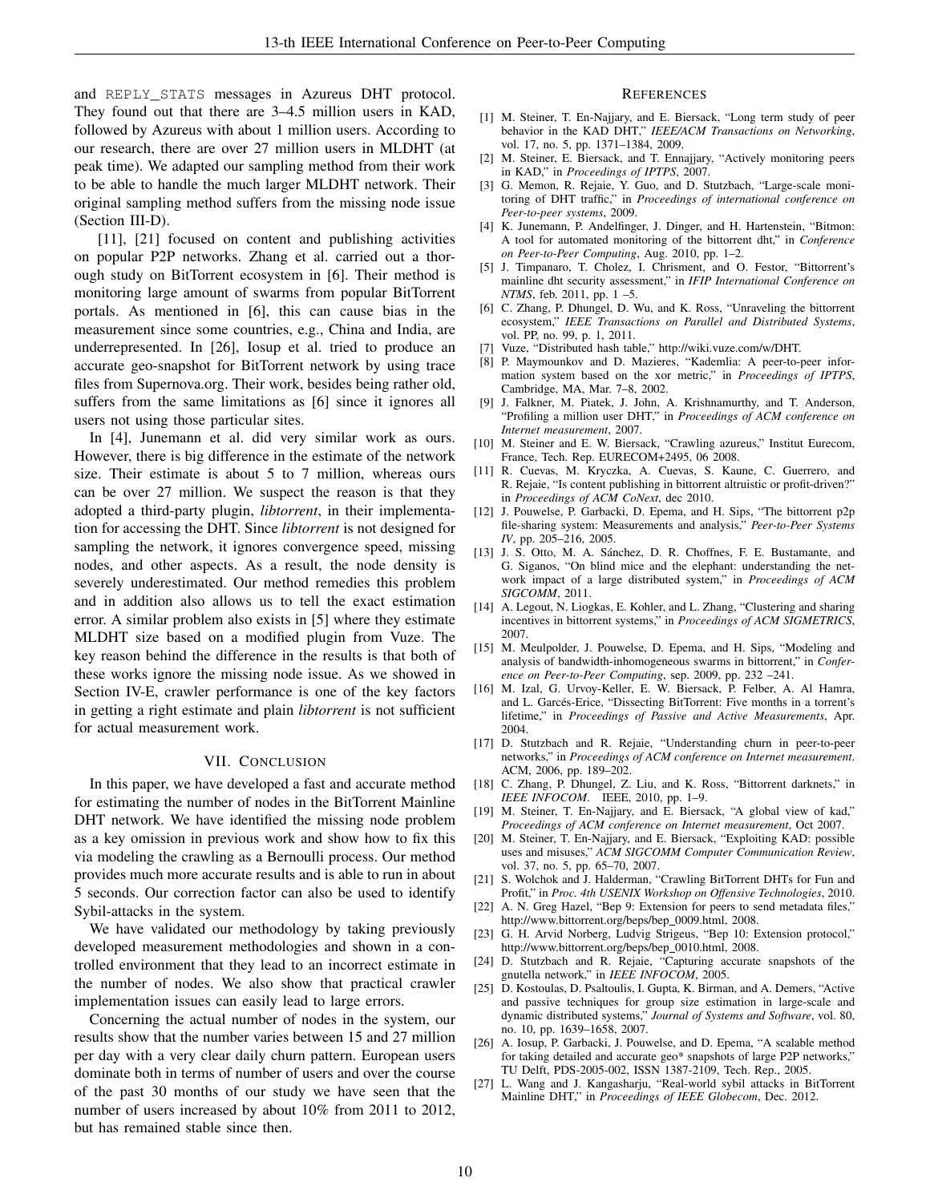and REPLY_STATS messages in Azureus DHT protocol. They found out that there are 3–4.5 million users in KAD, followed by Azureus with about 1 million users. According to our research, there are over 27 million users in MLDHT (at peak time). We adapted our sampling method from their work to be able to handle the much larger MLDHT network. Their original sampling method suffers from the missing node issue (Section III-D).

[11], [21] focused on content and publishing activities on popular P2P networks. Zhang et al. carried out a thorough study on BitTorrent ecosystem in [6]. Their method is monitoring large amount of swarms from popular BitTorrent portals. As mentioned in [6], this can cause bias in the measurement since some countries, e.g., China and India, are underrepresented. In [26], Iosup et al. tried to produce an accurate geo-snapshot for BitTorrent network by using trace files from Supernova.org. Their work, besides being rather old, suffers from the same limitations as [6] since it ignores all users not using those particular sites.

In [4], Junemann et al. did very similar work as ours. However, there is big difference in the estimate of the network size. Their estimate is about 5 to 7 million, whereas ours can be over 27 million. We suspect the reason is that they adopted a third-party plugin, *libtorrent*, in their implementation for accessing the DHT. Since *libtorrent* is not designed for sampling the network, it ignores convergence speed, missing nodes, and other aspects. As a result, the node density is severely underestimated. Our method remedies this problem and in addition also allows us to tell the exact estimation error. A similar problem also exists in [5] where they estimate MLDHT size based on a modified plugin from Vuze. The key reason behind the difference in the results is that both of these works ignore the missing node issue. As we showed in Section IV-E, crawler performance is one of the key factors in getting a right estimate and plain *libtorrent* is not sufficient for actual measurement work.

## VII. Conclusion

In this paper, we have developed a fast and accurate method for estimating the number of nodes in the BitTorrent Mainline DHT network. We have identified the missing node problem as a key omission in previous work and show how to fix this via modeling the crawling as a Bernoulli process. Our method provides much more accurate results and is able to run in about 5 seconds. Our correction factor can also be used to identify Sybil-attacks in the system.

We have validated our methodology by taking previously developed measurement methodologies and shown in a controlled environment that they lead to an incorrect estimate in the number of nodes. We also show that practical crawler implementation issues can easily lead to large errors.

Concerning the actual number of nodes in the system, our results show that the number varies between 15 and 27 million per day with a very clear daily churn pattern. European users dominate both in terms of number of users and over the course of the past 30 months of our study we have seen that the number of users increased by about 10% from 2011 to 2012, but has remained stable since then.

## References

[1] M. Steiner, T. En-Najjary, and E. Biersack, "Long term study of peer behavior in the KAD DHT," *IEEE/ACM Transactions on Networking*, vol. 17, no. 5, pp. 1371–1384, 2009.

[2] M. Steiner, E. Biersack, and T. Ennajjary, "Actively monitoring peers in KAD," in *Proceedings of IPTPS*, 2007.

[3] G. Memon, R. Rejaie, Y. Guo, and D. Stutzbach, "Large-scale monitoring of DHT traffic," in *Proceedings of international conference on Peer-to-peer systems*, 2009.

[4] K. Junemann, P. Andelfinger, J. Dinger, and H. Hartenstein, "Bitmon: A tool for automated monitoring of the bittorrent dht," in *Conference on Peer-to-Peer Computing*, Aug. 2010, pp. 1–2.

[5] J. Timpanaro, T. Cholez, I. Chrisment, and O. Festor, "Bittorrent's mainline dht security assessment," in *IFIP International Conference on NTMS*, feb. 2011, pp. 1 –5.

[6] C. Zhang, P. Dhungel, D. Wu, and K. Ross, "Unraveling the bittorrent ecosystem," *IEEE Transactions on Parallel and Distributed Systems*, vol. PP, no. 99, p. 1, 2011.

[7] Vuze, "Distributed hash table," http://wiki.vuze.com/w/DHT.

[8] P. Maymounkov and D. Mazieres, "Kademlia: A peer-to-peer information system based on the xor metric," in *Proceedings of IPTPS*, Cambridge, MA, Mar. 7–8, 2002.

[9] J. Falkner, M. Piatek, J. John, A. Krishnamurthy, and T. Anderson, "Profiling a million user DHT," in *Proceedings of ACM conference on Internet measurement*, 2007.

[10] M. Steiner and E. W. Biersack, "Crawling azureus," Institut Eurecom, France, Tech. Rep. EURECOM+2495, 06 2008.

[11] R. Cuevas, M. Kryczka, A. Cuevas, S. Kaune, C. Guerrero, and R. Rejaie, "Is content publishing in bittorrent altruistic or profit-driven?" in *Proceedings of ACM CoNext*, dec 2010.

[12] J. Pouwelse, P. Garbacki, D. Epema, and H. Sips, "The bittorrent p2p file-sharing system: Measurements and analysis," *Peer-to-Peer Systems IV*, pp. 205–216, 2005.

[13] J. S. Otto, M. A. Sánchez, D. R. Choffnes, F. E. Bustamante, and G. Siganos, "On blind mice and the elephant: understanding the network impact of a large distributed system," in *Proceedings of ACM SIGCOMM*, 2011.

[14] A. Legout, N. Liogkas, E. Kohler, and L. Zhang, "Clustering and sharing incentives in bittorrent systems," in *Proceedings of ACM SIGMETRICS*, 2007.

[15] M. Meulpolder, J. Pouwelse, D. Epema, and H. Sips, "Modeling and analysis of bandwidth-inhomogeneous swarms in bittorrent," in *Conference on Peer-to-Peer Computing*, sep. 2009, pp. 232 –241.

[16] M. Izal, G. Urvoy-Keller, E. W. Biersack, P. Felber, A. Al Hamra, and L. Garcés-Erice, "Dissecting BitTorrent: Five months in a torrent's lifetime," in *Proceedings of Passive and Active Measurements*, Apr. 2004.

[17] D. Stutzbach and R. Rejaie, "Understanding churn in peer-to-peer networks," in *Proceedings of ACM conference on Internet measurement*. ACM, 2006, pp. 189–202.

[18] C. Zhang, P. Dhungel, Z. Liu, and K. Ross, "Bittorrent darknets," in *IEEE INFOCOM*. IEEE, 2010, pp. 1–9.

[19] M. Steiner, T. En-Najjary, and E. Biersack, "A global view of kad," *Proceedings of ACM conference on Internet measurement*, Oct 2007.

[20] M. Steiner, T. En-Najjary, and E. Biersack, "Exploiting KAD: possible uses and misuses," *ACM SIGCOMM Computer Communication Review*, vol. 37, no. 5, pp. 65–70, 2007.

[21] S. Wolchok and J. Halderman, "Crawling BitTorrent DHTs for Fun and Profit," in *Proc. 4th USENIX Workshop on Offensive Technologies*, 2010.

[22] A. N. Greg Hazel, "Bep 9: Extension for peers to send metadata files," http://www.bittorrent.org/beps/bep_0009.html, 2008.

[23] G. H. Arvid Norberg, Ludvig Strigeus, "Bep 10: Extension protocol," http://www.bittorrent.org/beps/bep_0010.html, 2008.

[24] D. Stutzbach and R. Rejaie, "Capturing accurate snapshots of the gnutella network," in *IEEE INFOCOM*, 2005.

[25] D. Kostoulas, D. Psaltoulis, I. Gupta, K. Birman, and A. Demers, "Active and passive techniques for group size estimation in large-scale and dynamic distributed systems," *Journal of Systems and Software*, vol. 80, no. 10, pp. 1639–1658, 2007.

[26] A. Iosup, P. Garbacki, J. Pouwelse, and D. Epema, "A scalable method for taking detailed and accurate geo* snapshots of large P2P networks," TU Delft, PDS-2005-002, ISSN 1387-2109, Tech. Rep., 2005.

[27] L. Wang and J. Kangasharju, "Real-world sybil attacks in BitTorrent Mainline DHT," in *Proceedings of IEEE Globecom*, Dec. 2012.